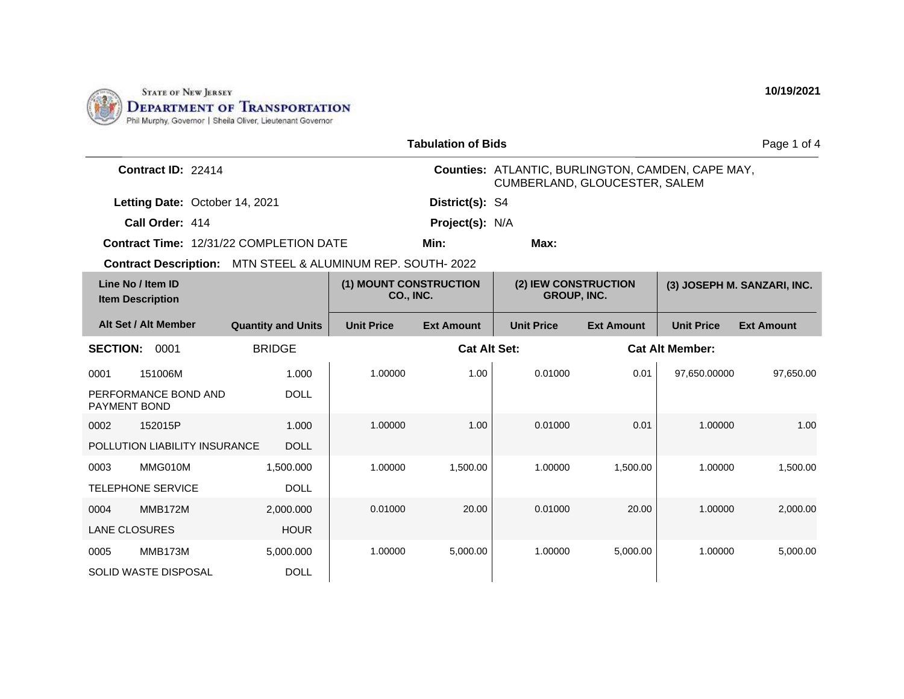STATE OF NEW JERSEY
**DEPARTMENT OF TRANSPORTATION**
Phil Murphy, Governor | Sheila Oliver, Lieutenant Governor

**10/19/2021**

## Tabulation of Bids

**Contract ID:** 22414

**Counties:** ATLANTIC, BURLINGTON, CAMDEN, CAPE MAY, CUMBERLAND, GLOUCESTER, SALEM

**Letting Date:** October 14, 2021

**District(s):** S4

**Call Order:** 414

**Project(s):** N/A

**Contract Time:** 12/31/22 COMPLETION DATE

**Min:**

**Max:**

**Contract Description:** MTN STEEL & ALUMINUM REP. SOUTH- 2022

| Line No / Item ID / Item Description | Alt Set / Alt Member | Quantity and Units | (1) MOUNT CONSTRUCTION CO., INC. Unit Price | (1) MOUNT CONSTRUCTION CO., INC. Ext Amount | (2) IEW CONSTRUCTION GROUP, INC. Unit Price | (2) IEW CONSTRUCTION GROUP, INC. Ext Amount | (3) JOSEPH M. SANZARI, INC. Unit Price | (3) JOSEPH M. SANZARI, INC. Ext Amount |
|---|---|---|---|---|---|---|---|---|
| **SECTION: 0001** | | BRIDGE | | **Cat Alt Set:** | | **Cat Alt Member:** | | |
| 0001 151006M PERFORMANCE BOND AND PAYMENT BOND | | 1.000 DOLL | 1.00000 | 1.00 | 0.01000 | 0.01 | 97,650.00000 | 97,650.00 |
| 0002 152015P POLLUTION LIABILITY INSURANCE | | 1.000 DOLL | 1.00000 | 1.00 | 0.01000 | 0.01 | 1.00000 | 1.00 |
| 0003 MMG010M TELEPHONE SERVICE | | 1,500.000 DOLL | 1.00000 | 1,500.00 | 1.00000 | 1,500.00 | 1.00000 | 1,500.00 |
| 0004 MMB172M LANE CLOSURES | | 2,000.000 HOUR | 0.01000 | 20.00 | 0.01000 | 20.00 | 1.00000 | 2,000.00 |
| 0005 MMB173M SOLID WASTE DISPOSAL | | 5,000.000 DOLL | 1.00000 | 5,000.00 | 1.00000 | 5,000.00 | 1.00000 | 5,000.00 |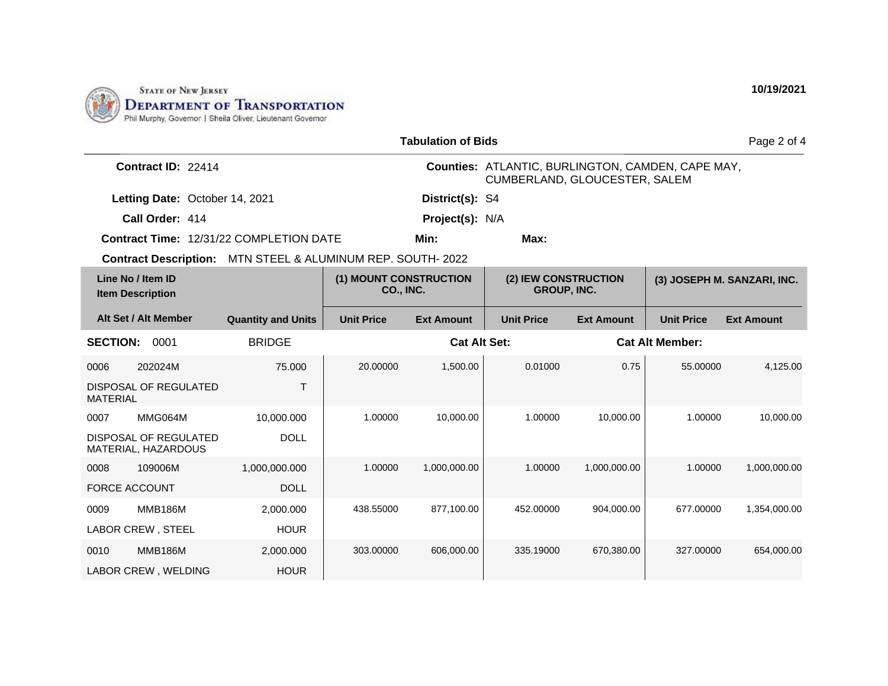STATE OF NEW JERSEY
DEPARTMENT OF TRANSPORTATION
Phil Murphy, Governor | Sheila Oliver, Lieutenant Governor

10/19/2021

## Tabulation of Bids

**Contract ID:** 22414

**Counties:** ATLANTIC, BURLINGTON, CAMDEN, CAPE MAY, CUMBERLAND, GLOUCESTER, SALEM

**Letting Date:** October 14, 2021

**District(s):** S4

**Call Order:** 414

**Project(s):** N/A

**Contract Time:** 12/31/22 COMPLETION DATE

**Min:**

**Max:**

**Contract Description:** MTN STEEL & ALUMINUM REP. SOUTH- 2022

| Line No / Item ID | Item Description / Alt Set / Alt Member | Quantity and Units | (1) MOUNT CONSTRUCTION CO., INC. Unit Price | (1) MOUNT CONSTRUCTION CO., INC. Ext Amount | (2) IEW CONSTRUCTION GROUP, INC. Unit Price | (2) IEW CONSTRUCTION GROUP, INC. Ext Amount | (3) JOSEPH M. SANZARI, INC. Unit Price | (3) JOSEPH M. SANZARI, INC. Ext Amount |
|---|---|---|---|---|---|---|---|---|
| **SECTION: 0001** | BRIDGE | | | **Cat Alt Set:** | | **Cat Alt Member:** | | |
| 0006 202024M | DISPOSAL OF REGULATED MATERIAL | 75.000 T | 20.00000 | 1,500.00 | 0.01000 | 0.75 | 55.00000 | 4,125.00 |
| 0007 MMG064M | DISPOSAL OF REGULATED MATERIAL, HAZARDOUS | 10,000.000 DOLL | 1.00000 | 10,000.00 | 1.00000 | 10,000.00 | 1.00000 | 10,000.00 |
| 0008 109006M | FORCE ACCOUNT | 1,000,000.000 DOLL | 1.00000 | 1,000,000.00 | 1.00000 | 1,000,000.00 | 1.00000 | 1,000,000.00 |
| 0009 MMB186M | LABOR CREW , STEEL | 2,000.000 HOUR | 438.55000 | 877,100.00 | 452.00000 | 904,000.00 | 677.00000 | 1,354,000.00 |
| 0010 MMB186M | LABOR CREW , WELDING | 2,000.000 HOUR | 303.00000 | 606,000.00 | 335.19000 | 670,380.00 | 327.00000 | 654,000.00 |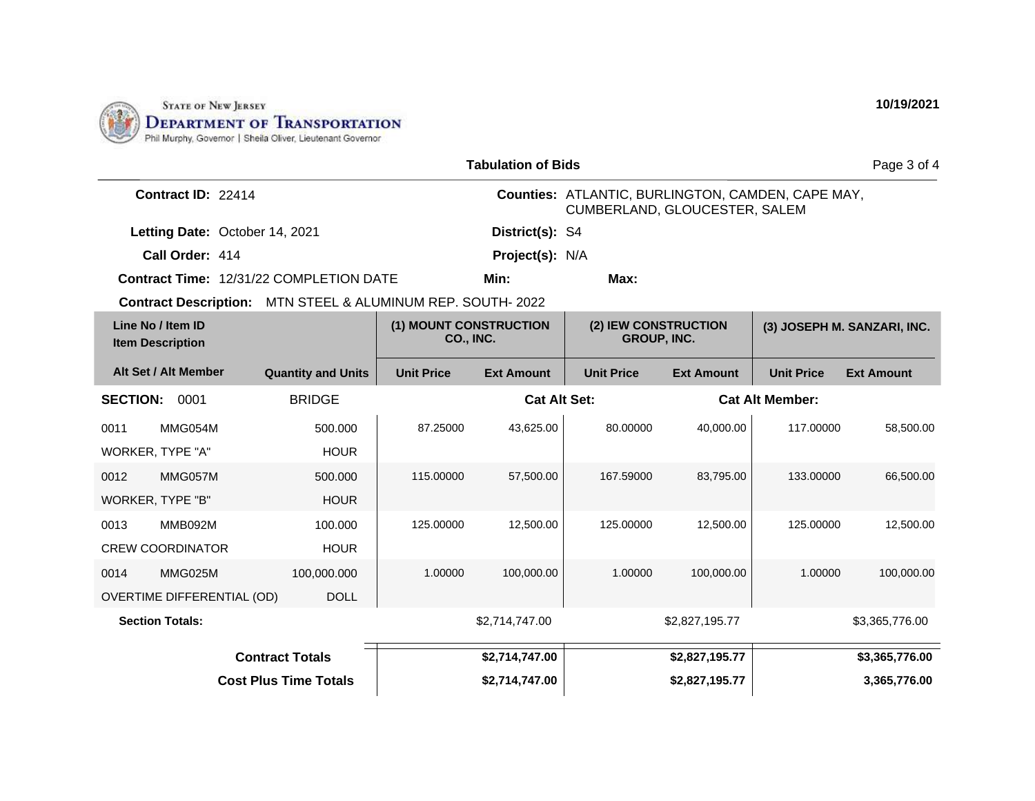STATE OF NEW JERSEY
**DEPARTMENT OF TRANSPORTATION**
Phil Murphy, Governor | Sheila Oliver, Lieutenant Governor

**10/19/2021**

## Tabulation of Bids

**Contract ID:** 22414
**Letting Date:** October 14, 2021
**Call Order:** 414
**Contract Time:** 12/31/22 COMPLETION DATE
**Contract Description:** MTN STEEL & ALUMINUM REP. SOUTH- 2022

**Counties:** ATLANTIC, BURLINGTON, CAMDEN, CAPE MAY, CUMBERLAND, GLOUCESTER, SALEM
**District(s):** S4
**Project(s):** N/A
**Min:**
**Max:**

| Line No / Item ID / Item Description | Alt Set / Alt Member | Quantity and Units | (1) MOUNT CONSTRUCTION CO., INC. Unit Price | (1) MOUNT CONSTRUCTION CO., INC. Ext Amount | (2) IEW CONSTRUCTION GROUP, INC. Unit Price | (2) IEW CONSTRUCTION GROUP, INC. Ext Amount | (3) JOSEPH M. SANZARI, INC. Unit Price | (3) JOSEPH M. SANZARI, INC. Ext Amount |
|---|---|---|---|---|---|---|---|---|
| **SECTION: 0001** | | BRIDGE | | **Cat Alt Set:** | | | **Cat Alt Member:** | |
| 0011 MMG054M WORKER, TYPE "A" | | 500.000 HOUR | 87.25000 | 43,625.00 | 80.00000 | 40,000.00 | 117.00000 | 58,500.00 |
| 0012 MMG057M WORKER, TYPE "B" | | 500.000 HOUR | 115.00000 | 57,500.00 | 167.59000 | 83,795.00 | 133.00000 | 66,500.00 |
| 0013 MMB092M CREW COORDINATOR | | 100.000 HOUR | 125.00000 | 12,500.00 | 125.00000 | 12,500.00 | 125.00000 | 12,500.00 |
| 0014 MMG025M OVERTIME DIFFERENTIAL (OD) | | 100,000.000 DOLL | 1.00000 | 100,000.00 | 1.00000 | 100,000.00 | 1.00000 | 100,000.00 |
| **Section Totals:** | | | | $2,714,747.00 | | $2,827,195.77 | | $3,365,776.00 |
| **Contract Totals** | | | | **$2,714,747.00** | | **$2,827,195.77** | | **$3,365,776.00** |
| **Cost Plus Time Totals** | | | | **$2,714,747.00** | | **$2,827,195.77** | | **3,365,776.00** |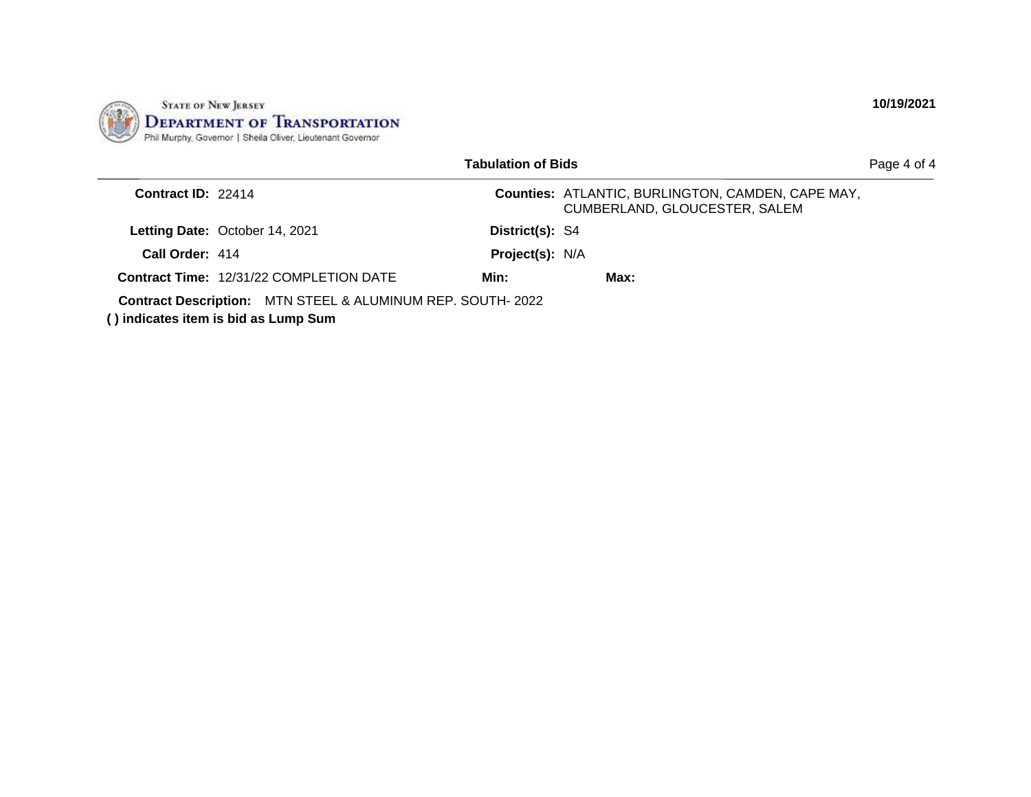STATE OF NEW JERSEY
DEPARTMENT OF TRANSPORTATION
Phil Murphy, Governor | Sheila Oliver, Lieutenant Governor

10/19/2021

**Tabulation of Bids**

| | | | |
|---|---|---|---|
| **Contract ID:** | 22414 | **Counties:** | ATLANTIC, BURLINGTON, CAMDEN, CAPE MAY, CUMBERLAND, GLOUCESTER, SALEM |
| **Letting Date:** | October 14, 2021 | **District(s):** | S4 |
| **Call Order:** | 414 | **Project(s):** | N/A |
| **Contract Time:** | 12/31/22 COMPLETION DATE | **Min:** | **Max:** |

**Contract Description:** MTN STEEL & ALUMINUM REP. SOUTH- 2022

**( ) indicates item is bid as Lump Sum**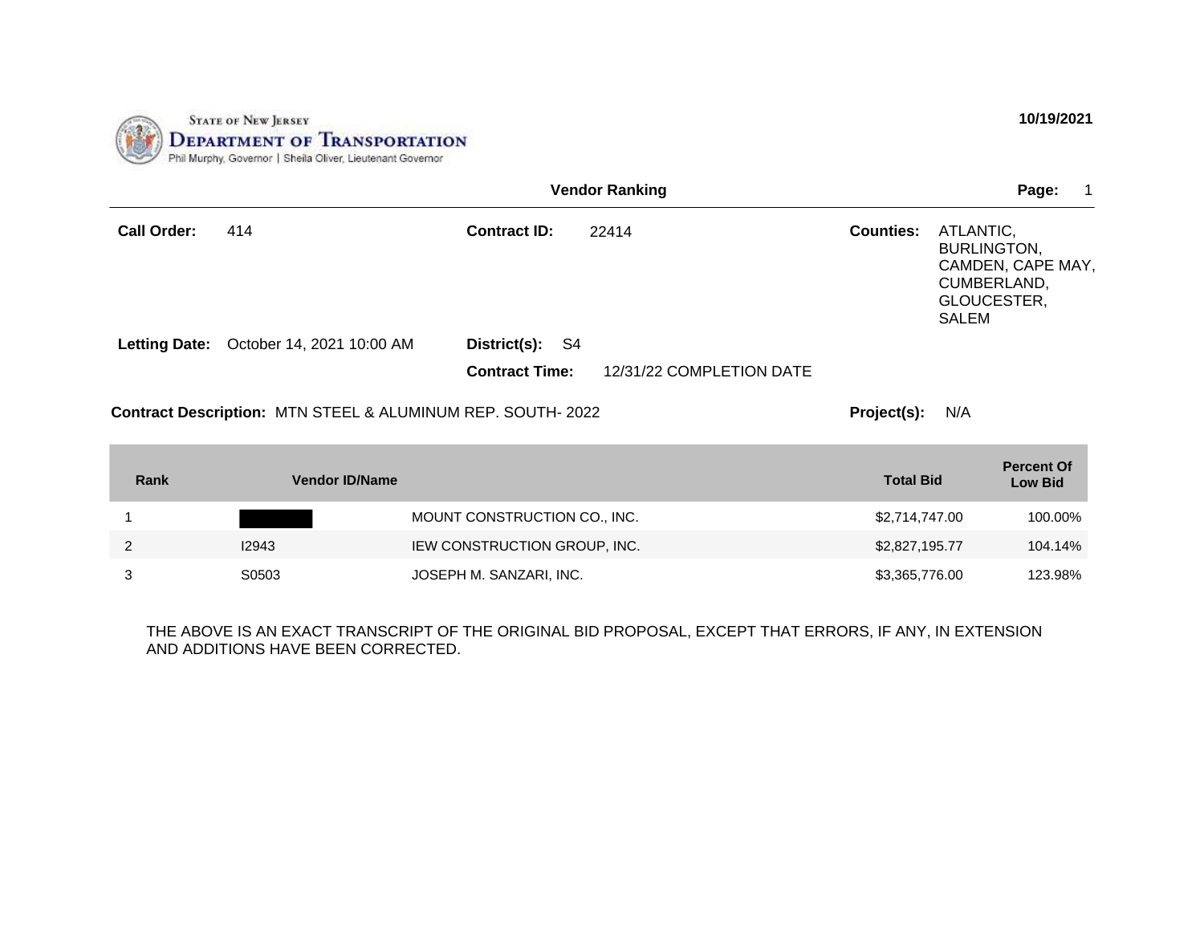STATE OF NEW JERSEY
DEPARTMENT OF TRANSPORTATION
Phil Murphy, Governor | Sheila Oliver, Lieutenant Governor

10/19/2021

## Vendor Ranking

**Call Order:** 414

**Contract ID:** 22414

**Counties:** ATLANTIC, BURLINGTON, CAMDEN, CAPE MAY, CUMBERLAND, GLOUCESTER, SALEM

**Letting Date:** October 14, 2021 10:00 AM

**District(s):** S4

**Contract Time:** 12/31/22 COMPLETION DATE

**Contract Description:** MTN STEEL & ALUMINUM REP. SOUTH- 2022

**Project(s):** N/A

| Rank | Vendor ID/Name | | Total Bid | Percent Of Low Bid |
|---|---|---|---|---|
| 1 | | MOUNT CONSTRUCTION CO., INC. | $2,714,747.00 | 100.00% |
| 2 | I2943 | IEW CONSTRUCTION GROUP, INC. | $2,827,195.77 | 104.14% |
| 3 | S0503 | JOSEPH M. SANZARI, INC. | $3,365,776.00 | 123.98% |

THE ABOVE IS AN EXACT TRANSCRIPT OF THE ORIGINAL BID PROPOSAL, EXCEPT THAT ERRORS, IF ANY, IN EXTENSION AND ADDITIONS HAVE BEEN CORRECTED.